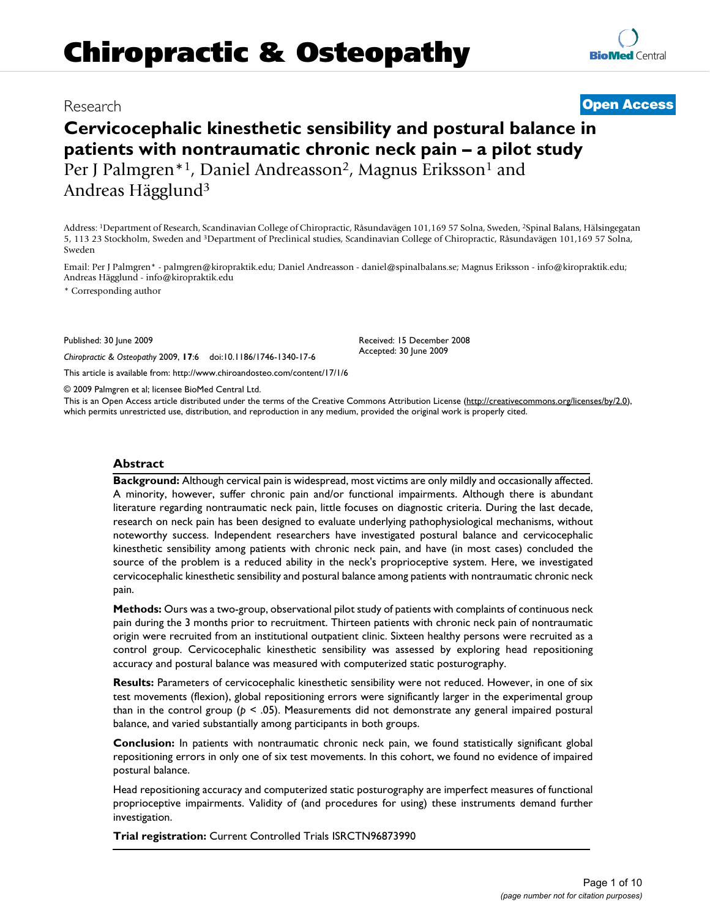# Chiropractic & Osteopathy

Research

**Open Access**

# Cervicocephalic kinesthetic sensibility and postural balance in patients with nontraumatic chronic neck pain – a pilot study

Per J Palmgren*[1], Daniel Andreasson[2], Magnus Eriksson[1] and Andreas Hägglund[3]

Address: [1]Department of Research, Scandinavian College of Chiropractic, Råsundavägen 101,169 57 Solna, Sweden, [2]Spinal Balans, Hälsingegatan 5, 113 23 Stockholm, Sweden and [3]Department of Preclinical studies, Scandinavian College of Chiropractic, Råsundavägen 101,169 57 Solna, Sweden

Email: Per J Palmgren* - palmgren@kiropraktik.edu; Daniel Andreasson - daniel@spinalbalans.se; Magnus Eriksson - info@kiropraktik.edu; Andreas Hägglund - info@kiropraktik.edu

\* Corresponding author

Published: 30 June 2009

*Chiropractic & Osteopathy* 2009, **17**:6 doi:10.1186/1746-1340-17-6

Received: 15 December 2008
Accepted: 30 June 2009

This article is available from: http://www.chiroandosteo.com/content/17/1/6

© 2009 Palmgren et al; licensee BioMed Central Ltd.

This is an Open Access article distributed under the terms of the Creative Commons Attribution License (http://creativecommons.org/licenses/by/2.0), which permits unrestricted use, distribution, and reproduction in any medium, provided the original work is properly cited.

## Abstract

**Background:** Although cervical pain is widespread, most victims are only mildly and occasionally affected. A minority, however, suffer chronic pain and/or functional impairments. Although there is abundant literature regarding nontraumatic neck pain, little focuses on diagnostic criteria. During the last decade, research on neck pain has been designed to evaluate underlying pathophysiological mechanisms, without noteworthy success. Independent researchers have investigated postural balance and cervicocephalic kinesthetic sensibility among patients with chronic neck pain, and have (in most cases) concluded the source of the problem is a reduced ability in the neck's proprioceptive system. Here, we investigated cervicocephalic kinesthetic sensibility and postural balance among patients with nontraumatic chronic neck pain.

**Methods:** Ours was a two-group, observational pilot study of patients with complaints of continuous neck pain during the 3 months prior to recruitment. Thirteen patients with chronic neck pain of nontraumatic origin were recruited from an institutional outpatient clinic. Sixteen healthy persons were recruited as a control group. Cervicocephalic kinesthetic sensibility was assessed by exploring head repositioning accuracy and postural balance was measured with computerized static posturography.

**Results:** Parameters of cervicocephalic kinesthetic sensibility were not reduced. However, in one of six test movements (flexion), global repositioning errors were significantly larger in the experimental group than in the control group ($p < .05$). Measurements did not demonstrate any general impaired postural balance, and varied substantially among participants in both groups.

**Conclusion:** In patients with nontraumatic chronic neck pain, we found statistically significant global repositioning errors in only one of six test movements. In this cohort, we found no evidence of impaired postural balance.

Head repositioning accuracy and computerized static posturography are imperfect measures of functional proprioceptive impairments. Validity of (and procedures for using) these instruments demand further investigation.

**Trial registration:** Current Controlled Trials ISRCTN96873990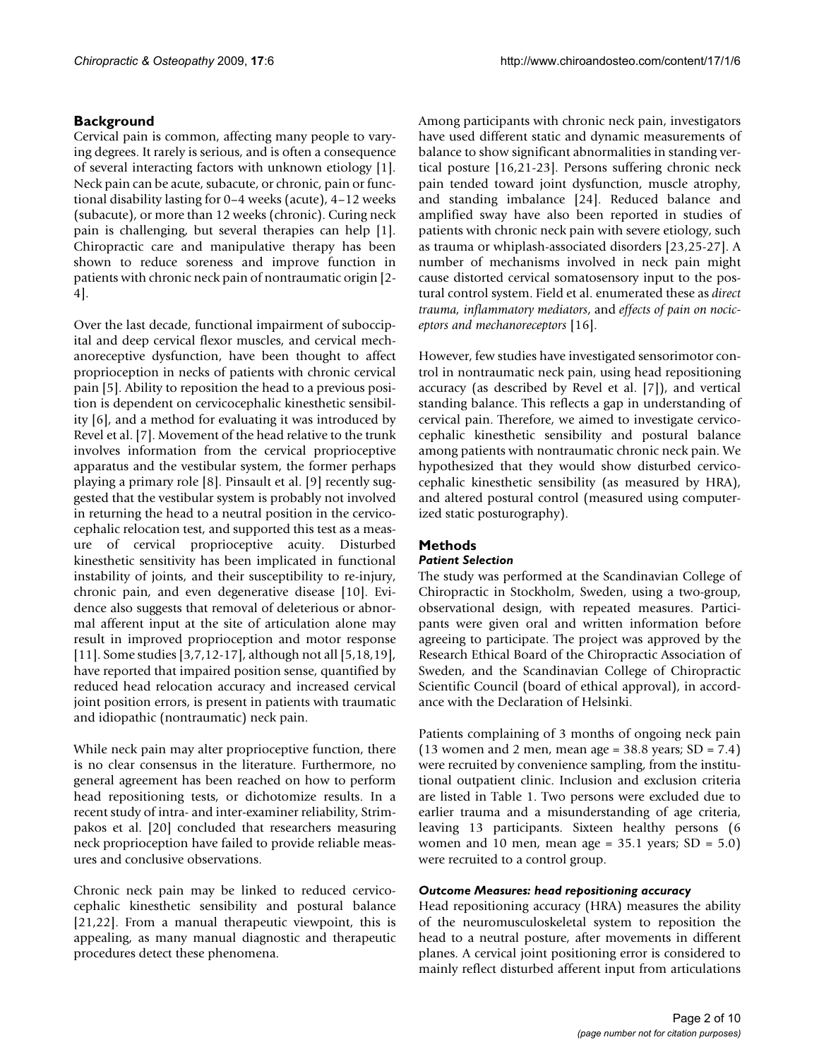## Background

Cervical pain is common, affecting many people to varying degrees. It rarely is serious, and is often a consequence of several interacting factors with unknown etiology [1]. Neck pain can be acute, subacute, or chronic, pain or functional disability lasting for 0–4 weeks (acute), 4–12 weeks (subacute), or more than 12 weeks (chronic). Curing neck pain is challenging, but several therapies can help [1]. Chiropractic care and manipulative therapy has been shown to reduce soreness and improve function in patients with chronic neck pain of nontraumatic origin [2-4].

Over the last decade, functional impairment of suboccipital and deep cervical flexor muscles, and cervical mechanoreceptive dysfunction, have been thought to affect proprioception in necks of patients with chronic cervical pain [5]. Ability to reposition the head to a previous position is dependent on cervicocephalic kinesthetic sensibility [6], and a method for evaluating it was introduced by Revel et al. [7]. Movement of the head relative to the trunk involves information from the cervical proprioceptive apparatus and the vestibular system, the former perhaps playing a primary role [8]. Pinsault et al. [9] recently suggested that the vestibular system is probably not involved in returning the head to a neutral position in the cervicocephalic relocation test, and supported this test as a measure of cervical proprioceptive acuity. Disturbed kinesthetic sensitivity has been implicated in functional instability of joints, and their susceptibility to re-injury, chronic pain, and even degenerative disease [10]. Evidence also suggests that removal of deleterious or abnormal afferent input at the site of articulation alone may result in improved proprioception and motor response [11]. Some studies [3,7,12-17], although not all [5,18,19], have reported that impaired position sense, quantified by reduced head relocation accuracy and increased cervical joint position errors, is present in patients with traumatic and idiopathic (nontraumatic) neck pain.

While neck pain may alter proprioceptive function, there is no clear consensus in the literature. Furthermore, no general agreement has been reached on how to perform head repositioning tests, or dichotomize results. In a recent study of intra- and inter-examiner reliability, Strimpakos et al. [20] concluded that researchers measuring neck proprioception have failed to provide reliable measures and conclusive observations.

Chronic neck pain may be linked to reduced cervicocephalic kinesthetic sensibility and postural balance [21,22]. From a manual therapeutic viewpoint, this is appealing, as many manual diagnostic and therapeutic procedures detect these phenomena.

Among participants with chronic neck pain, investigators have used different static and dynamic measurements of balance to show significant abnormalities in standing vertical posture [16,21-23]. Persons suffering chronic neck pain tended toward joint dysfunction, muscle atrophy, and standing imbalance [24]. Reduced balance and amplified sway have also been reported in studies of patients with chronic neck pain with severe etiology, such as trauma or whiplash-associated disorders [23,25-27]. A number of mechanisms involved in neck pain might cause distorted cervical somatosensory input to the postural control system. Field et al. enumerated these as *direct trauma, inflammatory mediators*, and *effects of pain on nociceptors and mechanoreceptors* [16].

However, few studies have investigated sensorimotor control in nontraumatic neck pain, using head repositioning accuracy (as described by Revel et al. [7]), and vertical standing balance. This reflects a gap in understanding of cervical pain. Therefore, we aimed to investigate cervicocephalic kinesthetic sensibility and postural balance among patients with nontraumatic chronic neck pain. We hypothesized that they would show disturbed cervicocephalic kinesthetic sensibility (as measured by HRA), and altered postural control (measured using computerized static posturography).

## Methods

### *Patient Selection*

The study was performed at the Scandinavian College of Chiropractic in Stockholm, Sweden, using a two-group, observational design, with repeated measures. Participants were given oral and written information before agreeing to participate. The project was approved by the Research Ethical Board of the Chiropractic Association of Sweden, and the Scandinavian College of Chiropractic Scientific Council (board of ethical approval), in accordance with the Declaration of Helsinki.

Patients complaining of 3 months of ongoing neck pain (13 women and 2 men, mean age = 38.8 years; SD = 7.4) were recruited by convenience sampling, from the institutional outpatient clinic. Inclusion and exclusion criteria are listed in Table 1. Two persons were excluded due to earlier trauma and a misunderstanding of age criteria, leaving 13 participants. Sixteen healthy persons (6 women and 10 men, mean age = 35.1 years; SD = 5.0) were recruited to a control group.

### *Outcome Measures: head repositioning accuracy*

Head repositioning accuracy (HRA) measures the ability of the neuromusculoskeletal system to reposition the head to a neutral posture, after movements in different planes. A cervical joint positioning error is considered to mainly reflect disturbed afferent input from articulations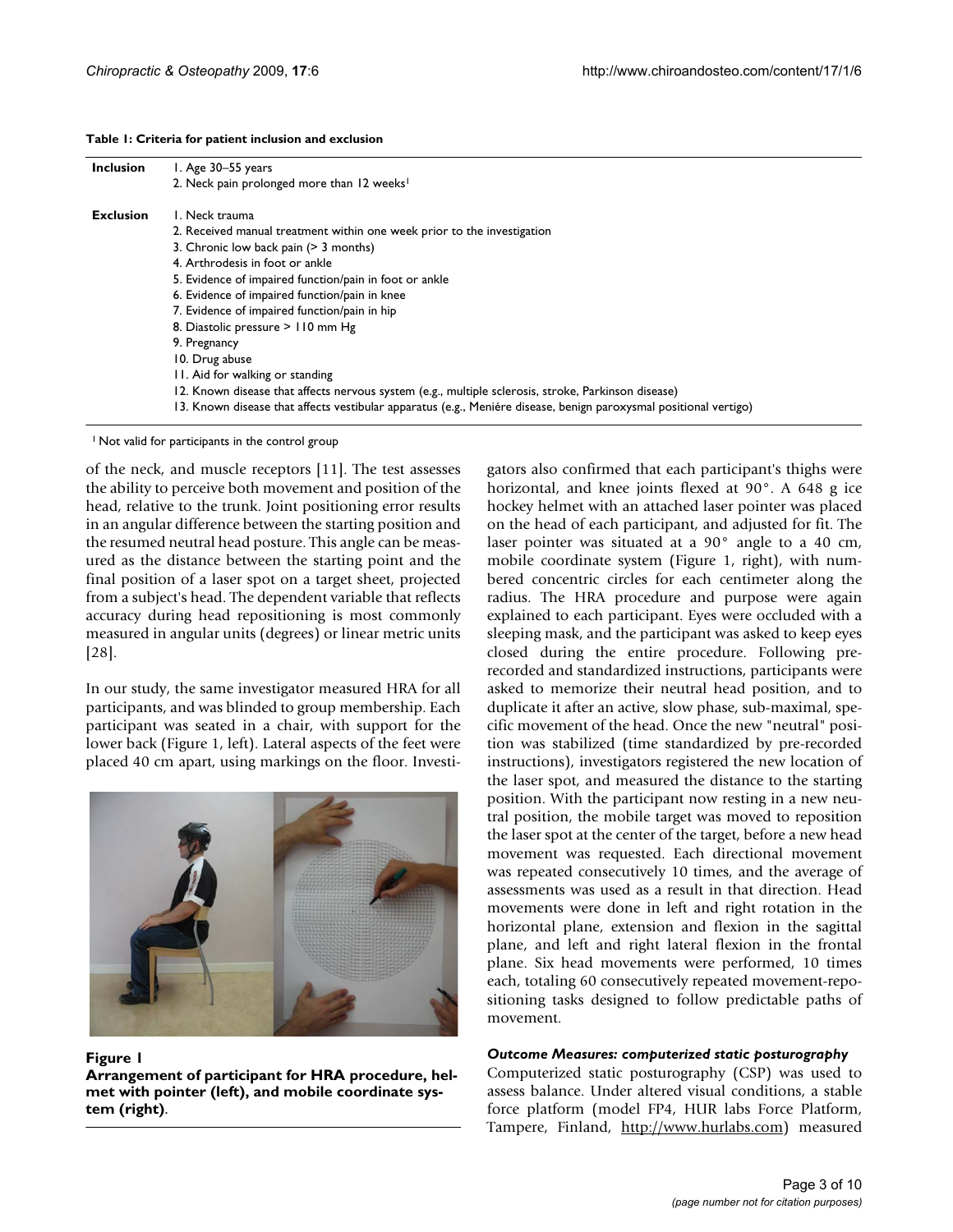**Table 1: Criteria for patient inclusion and exclusion**

| | |
|---|---|
| **Inclusion** | 1. Age 30–55 years |
| | 2. Neck pain prolonged more than 12 weeks[1] |
| **Exclusion** | 1. Neck trauma |
| | 2. Received manual treatment within one week prior to the investigation |
| | 3. Chronic low back pain (> 3 months) |
| | 4. Arthrodesis in foot or ankle |
| | 5. Evidence of impaired function/pain in foot or ankle |
| | 6. Evidence of impaired function/pain in knee |
| | 7. Evidence of impaired function/pain in hip |
| | 8. Diastolic pressure > 110 mm Hg |
| | 9. Pregnancy |
| | 10. Drug abuse |
| | 11. Aid for walking or standing |
| | 12. Known disease that affects nervous system (e.g., multiple sclerosis, stroke, Parkinson disease) |
| | 13. Known disease that affects vestibular apparatus (e.g., Meniére disease, benign paroxysmal positional vertigo) |

[1] Not valid for participants in the control group

of the neck, and muscle receptors [11]. The test assesses the ability to perceive both movement and position of the head, relative to the trunk. Joint positioning error results in an angular difference between the starting position and the resumed neutral head posture. This angle can be measured as the distance between the starting point and the final position of a laser spot on a target sheet, projected from a subject's head. The dependent variable that reflects accuracy during head repositioning is most commonly measured in angular units (degrees) or linear metric units [28].

In our study, the same investigator measured HRA for all participants, and was blinded to group membership. Each participant was seated in a chair, with support for the lower back (Figure 1, left). Lateral aspects of the feet were placed 40 cm apart, using markings on the floor. Investigators also confirmed that each participant's thighs were horizontal, and knee joints flexed at 90°. A 648 g ice hockey helmet with an attached laser pointer was placed on the head of each participant, and adjusted for fit. The laser pointer was situated at a 90° angle to a 40 cm, mobile coordinate system (Figure 1, right), with numbered concentric circles for each centimeter along the radius. The HRA procedure and purpose were again explained to each participant. Eyes were occluded with a sleeping mask, and the participant was asked to keep eyes closed during the entire procedure. Following prerecorded and standardized instructions, participants were asked to memorize their neutral head position, and to duplicate it after an active, slow phase, sub-maximal, specific movement of the head. Once the new "neutral" position was stabilized (time standardized by pre-recorded instructions), investigators registered the new location of the laser spot, and measured the distance to the starting position. With the participant now resting in a new neutral position, the mobile target was moved to reposition the laser spot at the center of the target, before a new head movement was requested. Each directional movement was repeated consecutively 10 times, and the average of assessments was used as a result in that direction. Head movements were done in left and right rotation in the horizontal plane, extension and flexion in the sagittal plane, and left and right lateral flexion in the frontal plane. Six head movements were performed, 10 times each, totaling 60 consecutively repeated movement-repositioning tasks designed to follow predictable paths of movement.

**Figure 1**
**Arrangement of participant for HRA procedure, helmet with pointer (left), and mobile coordinate system (right).**

### *Outcome Measures: computerized static posturography*

Computerized static posturography (CSP) was used to assess balance. Under altered visual conditions, a stable force platform (model FP4, HUR labs Force Platform, Tampere, Finland, http://www.hurlabs.com) measured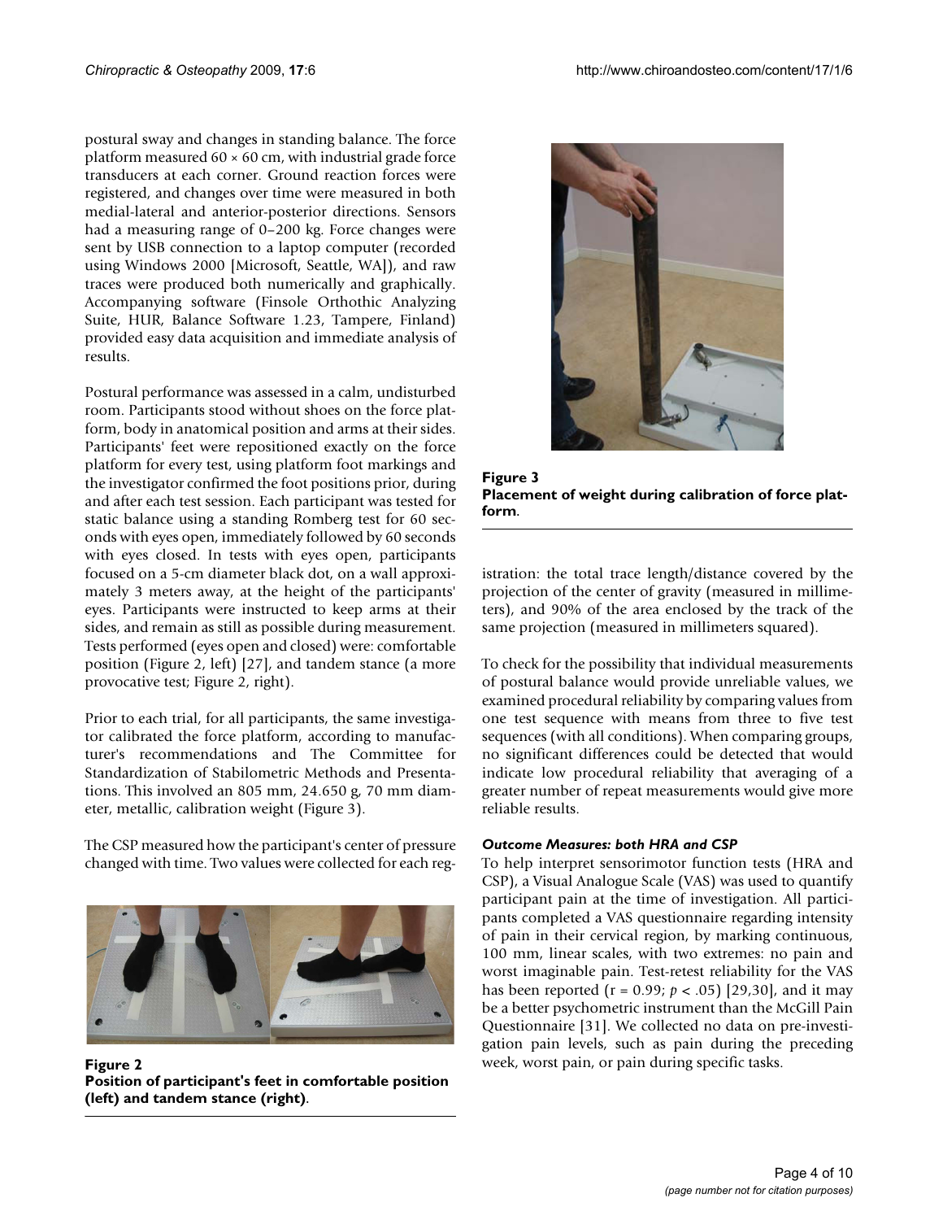postural sway and changes in standing balance. The force platform measured 60 × 60 cm, with industrial grade force transducers at each corner. Ground reaction forces were registered, and changes over time were measured in both medial-lateral and anterior-posterior directions. Sensors had a measuring range of 0–200 kg. Force changes were sent by USB connection to a laptop computer (recorded using Windows 2000 [Microsoft, Seattle, WA]), and raw traces were produced both numerically and graphically. Accompanying software (Finsole Orthothic Analyzing Suite, HUR, Balance Software 1.23, Tampere, Finland) provided easy data acquisition and immediate analysis of results.

Postural performance was assessed in a calm, undisturbed room. Participants stood without shoes on the force platform, body in anatomical position and arms at their sides. Participants' feet were repositioned exactly on the force platform for every test, using platform foot markings and the investigator confirmed the foot positions prior, during and after each test session. Each participant was tested for static balance using a standing Romberg test for 60 seconds with eyes open, immediately followed by 60 seconds with eyes closed. In tests with eyes open, participants focused on a 5-cm diameter black dot, on a wall approximately 3 meters away, at the height of the participants' eyes. Participants were instructed to keep arms at their sides, and remain as still as possible during measurement. Tests performed (eyes open and closed) were: comfortable position (Figure 2, left) [27], and tandem stance (a more provocative test; Figure 2, right).

Prior to each trial, for all participants, the same investigator calibrated the force platform, according to manufacturer's recommendations and The Committee for Standardization of Stabilometric Methods and Presentations. This involved an 805 mm, 24.650 g, 70 mm diameter, metallic, calibration weight (Figure 3).

The CSP measured how the participant's center of pressure changed with time. Two values were collected for each registration: the total trace length/distance covered by the projection of the center of gravity (measured in millimeters), and 90% of the area enclosed by the track of the same projection (measured in millimeters squared).

**Figure 2**
**Position of participant's feet in comfortable position (left) and tandem stance (right).**

**Figure 3**
**Placement of weight during calibration of force platform.**

To check for the possibility that individual measurements of postural balance would provide unreliable values, we examined procedural reliability by comparing values from one test sequence with means from three to five test sequences (with all conditions). When comparing groups, no significant differences could be detected that would indicate low procedural reliability that averaging of a greater number of repeat measurements would give more reliable results.

#### *Outcome Measures: both HRA and CSP*

To help interpret sensorimotor function tests (HRA and CSP), a Visual Analogue Scale (VAS) was used to quantify participant pain at the time of investigation. All participants completed a VAS questionnaire regarding intensity of pain in their cervical region, by marking continuous, 100 mm, linear scales, with two extremes: no pain and worst imaginable pain. Test-retest reliability for the VAS has been reported ($r = 0.99$; $p < .05$) [29,30], and it may be a better psychometric instrument than the McGill Pain Questionnaire [31]. We collected no data on pre-investigation pain levels, such as pain during the preceding week, worst pain, or pain during specific tasks.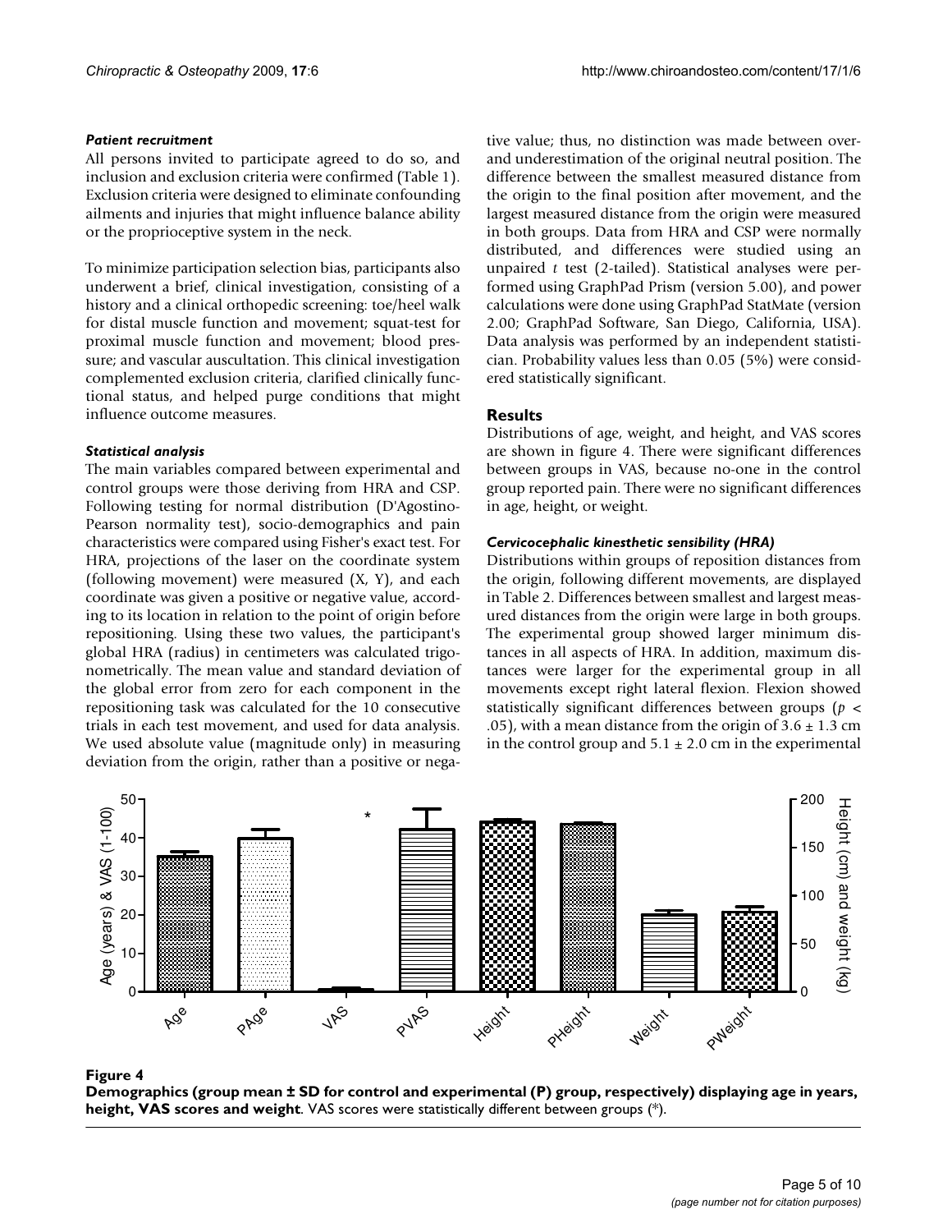### Patient recruitment

All persons invited to participate agreed to do so, and inclusion and exclusion criteria were confirmed (Table 1). Exclusion criteria were designed to eliminate confounding ailments and injuries that might influence balance ability or the proprioceptive system in the neck.

To minimize participation selection bias, participants also underwent a brief, clinical investigation, consisting of a history and a clinical orthopedic screening: toe/heel walk for distal muscle function and movement; squat-test for proximal muscle function and movement; blood pressure; and vascular auscultation. This clinical investigation complemented exclusion criteria, clarified clinically functional status, and helped purge conditions that might influence outcome measures.

### Statistical analysis

The main variables compared between experimental and control groups were those deriving from HRA and CSP. Following testing for normal distribution (D'Agostino-Pearson normality test), socio-demographics and pain characteristics were compared using Fisher's exact test. For HRA, projections of the laser on the coordinate system (following movement) were measured (X, Y), and each coordinate was given a positive or negative value, according to its location in relation to the point of origin before repositioning. Using these two values, the participant's global HRA (radius) in centimeters was calculated trigonometrically. The mean value and standard deviation of the global error from zero for each component in the repositioning task was calculated for the 10 consecutive trials in each test movement, and used for data analysis. We used absolute value (magnitude only) in measuring deviation from the origin, rather than a positive or negative value; thus, no distinction was made between over- and underestimation of the original neutral position. The difference between the smallest measured distance from the origin to the final position after movement, and the largest measured distance from the origin were measured in both groups. Data from HRA and CSP were normally distributed, and differences were studied using an unpaired *t* test (2-tailed). Statistical analyses were performed using GraphPad Prism (version 5.00), and power calculations were done using GraphPad StatMate (version 2.00; GraphPad Software, San Diego, California, USA). Data analysis was performed by an independent statistician. Probability values less than 0.05 (5%) were considered statistically significant.

## Results

Distributions of age, weight, and height, and VAS scores are shown in figure 4. There were significant differences between groups in VAS, because no-one in the control group reported pain. There were no significant differences in age, height, or weight.

### Cervicocephalic kinesthetic sensibility (HRA)

Distributions within groups of reposition distances from the origin, following different movements, are displayed in Table 2. Differences between smallest and largest measured distances from the origin were large in both groups. The experimental group showed larger minimum distances in all aspects of HRA. In addition, maximum distances were larger for the experimental group in all movements except right lateral flexion. Flexion showed statistically significant differences between groups ($p < .05$), with a mean distance from the origin of $3.6 \pm 1.3$ cm in the control group and $5.1 \pm 2.0$ cm in the experimental

**Figure 4**

**Demographics (group mean ± SD for control and experimental (P) group, respectively) displaying age in years, height, VAS scores and weight**. VAS scores were statistically different between groups (*).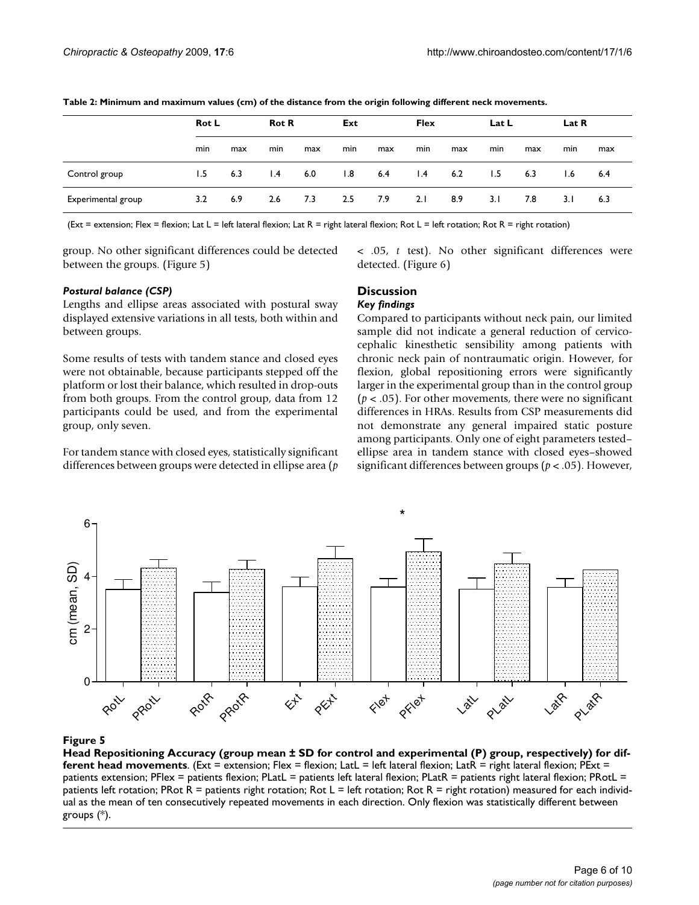**Table 2: Minimum and maximum values (cm) of the distance from the origin following different neck movements.**

| | Rot L | | Rot R | | Ext | | Flex | | Lat L | | Lat R | |
|---|---|---|---|---|---|---|---|---|---|---|---|---|
| | min | max | min | max | min | max | min | max | min | max | min | max |
| Control group | 1.5 | 6.3 | 1.4 | 6.0 | 1.8 | 6.4 | 1.4 | 6.2 | 1.5 | 6.3 | 1.6 | 6.4 |
| Experimental group | 3.2 | 6.9 | 2.6 | 7.3 | 2.5 | 7.9 | 2.1 | 8.9 | 3.1 | 7.8 | 3.1 | 6.3 |

(Ext = extension; Flex = flexion; Lat L = left lateral flexion; Lat R = right lateral flexion; Rot L = left rotation; Rot R = right rotation)

group. No other significant differences could be detected between the groups. (Figure 5)

#### *Postural balance (CSP)*

Lengths and ellipse areas associated with postural sway displayed extensive variations in all tests, both within and between groups.

Some results of tests with tandem stance and closed eyes were not obtainable, because participants stepped off the platform or lost their balance, which resulted in drop-outs from both groups. From the control group, data from 12 participants could be used, and from the experimental group, only seven.

For tandem stance with closed eyes, statistically significant differences between groups were detected in ellipse area ($p < .05$, *t* test). No other significant differences were detected. (Figure 6)

## Discussion

### *Key findings*

Compared to participants without neck pain, our limited sample did not indicate a general reduction of cervicocephalic kinesthetic sensibility among patients with chronic neck pain of nontraumatic origin. However, for flexion, global repositioning errors were significantly larger in the experimental group than in the control group ($p < .05$). For other movements, there were no significant differences in HRAs. Results from CSP measurements did not demonstrate any general impaired static posture among participants. Only one of eight parameters tested–ellipse area in tandem stance with closed eyes–showed significant differences between groups ($p < .05$). However,

**Figure 5**

**Head Repositioning Accuracy (group mean ± SD for control and experimental (P) group, respectively) for different head movements**. (Ext = extension; Flex = flexion; LatL = left lateral flexion; LatR = right lateral flexion; PExt = patients extension; PFlex = patients flexion; PLatL = patients left lateral flexion; PLatR = patients right lateral flexion; PRotL = patients left rotation; PRot R = patients right rotation; Rot L = left rotation; Rot R = right rotation) measured for each individual as the mean of ten consecutively repeated movements in each direction. Only flexion was statistically different between groups (*).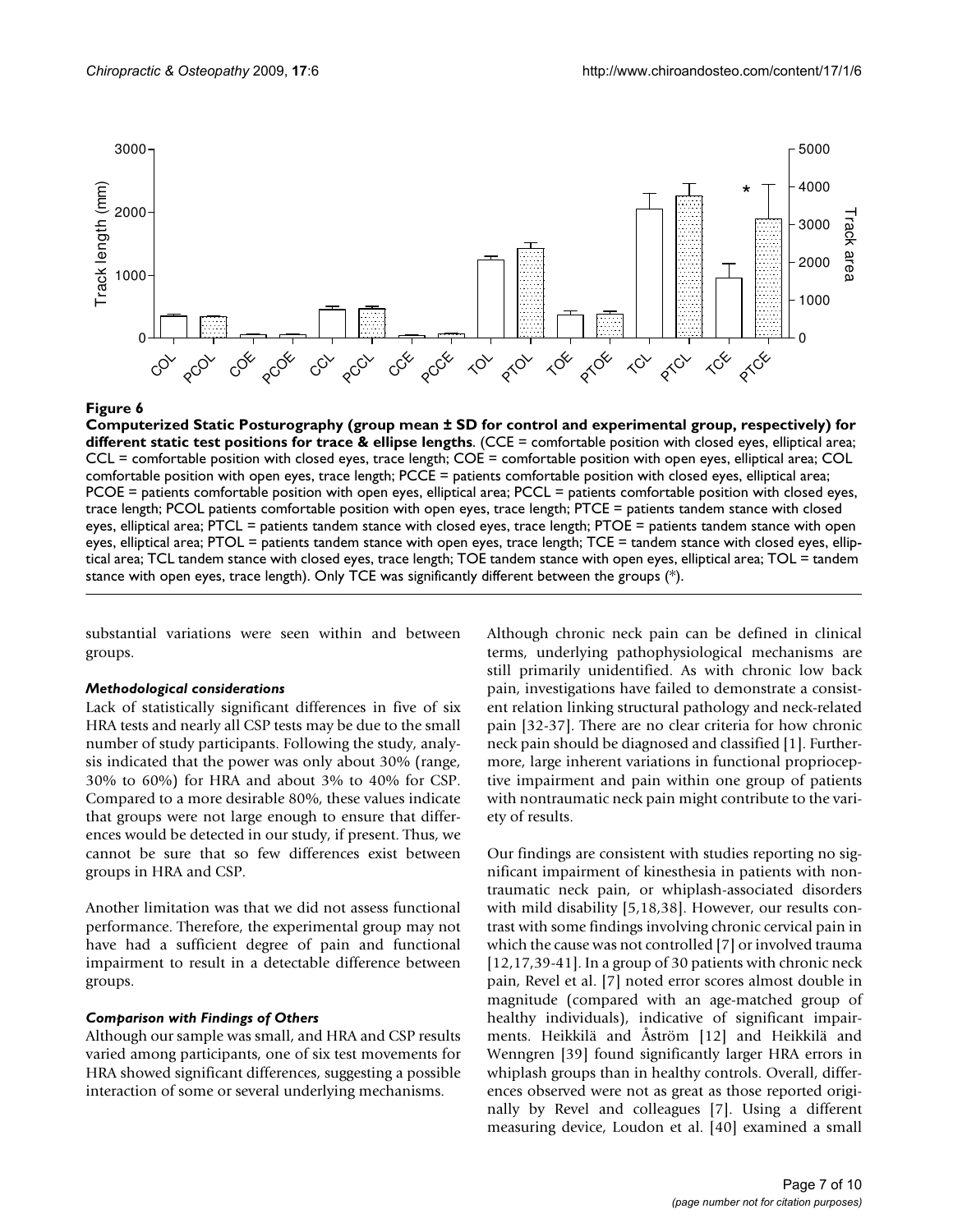**Figure 6**

**Computerized Static Posturography (group mean ± SD for control and experimental group, respectively) for different static test positions for trace & ellipse lengths**. (CCE = comfortable position with closed eyes, elliptical area; CCL = comfortable position with closed eyes, trace length; COE = comfortable position with open eyes, elliptical area; COL comfortable position with open eyes, trace length; PCCE = patients comfortable position with closed eyes, elliptical area; PCOE = patients comfortable position with open eyes, elliptical area; PCCL = patients comfortable position with closed eyes, trace length; PCOL patients comfortable position with open eyes, trace length; PTCE = patients tandem stance with closed eyes, elliptical area; PTCL = patients tandem stance with closed eyes, trace length; PTOE = patients tandem stance with open eyes, elliptical area; PTOL = patients tandem stance with open eyes, trace length; TCE = tandem stance with closed eyes, elliptical area; TCL tandem stance with closed eyes, trace length; TOE tandem stance with open eyes, elliptical area; TOL = tandem stance with open eyes, trace length). Only TCE was significantly different between the groups (*).

substantial variations were seen within and between groups.

### *Methodological considerations*

Lack of statistically significant differences in five of six HRA tests and nearly all CSP tests may be due to the small number of study participants. Following the study, analysis indicated that the power was only about 30% (range, 30% to 60%) for HRA and about 3% to 40% for CSP. Compared to a more desirable 80%, these values indicate that groups were not large enough to ensure that differences would be detected in our study, if present. Thus, we cannot be sure that so few differences exist between groups in HRA and CSP.

Another limitation was that we did not assess functional performance. Therefore, the experimental group may not have had a sufficient degree of pain and functional impairment to result in a detectable difference between groups.

### *Comparison with Findings of Others*

Although our sample was small, and HRA and CSP results varied among participants, one of six test movements for HRA showed significant differences, suggesting a possible interaction of some or several underlying mechanisms.

Although chronic neck pain can be defined in clinical terms, underlying pathophysiological mechanisms are still primarily unidentified. As with chronic low back pain, investigations have failed to demonstrate a consistent relation linking structural pathology and neck-related pain [32-37]. There are no clear criteria for how chronic neck pain should be diagnosed and classified [1]. Furthermore, large inherent variations in functional proprioceptive impairment and pain within one group of patients with nontraumatic neck pain might contribute to the variety of results.

Our findings are consistent with studies reporting no significant impairment of kinesthesia in patients with nontraumatic neck pain, or whiplash-associated disorders with mild disability [5,18,38]. However, our results contrast with some findings involving chronic cervical pain in which the cause was not controlled [7] or involved trauma [12,17,39-41]. In a group of 30 patients with chronic neck pain, Revel et al. [7] noted error scores almost double in magnitude (compared with an age-matched group of healthy individuals), indicative of significant impairments. Heikkilä and Åström [12] and Heikkilä and Wenngren [39] found significantly larger HRA errors in whiplash groups than in healthy controls. Overall, differences observed were not as great as those reported originally by Revel and colleagues [7]. Using a different measuring device, Loudon et al. [40] examined a small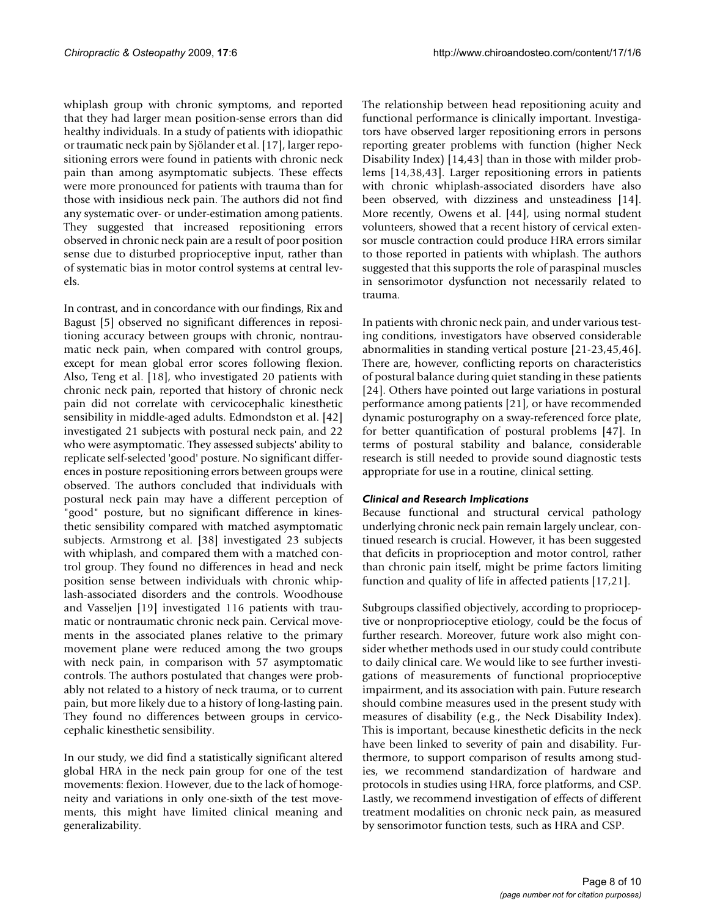whiplash group with chronic symptoms, and reported that they had larger mean position-sense errors than did healthy individuals. In a study of patients with idiopathic or traumatic neck pain by Sjölander et al. [17], larger repositioning errors were found in patients with chronic neck pain than among asymptomatic subjects. These effects were more pronounced for patients with trauma than for those with insidious neck pain. The authors did not find any systematic over- or under-estimation among patients. They suggested that increased repositioning errors observed in chronic neck pain are a result of poor position sense due to disturbed proprioceptive input, rather than of systematic bias in motor control systems at central levels.

In contrast, and in concordance with our findings, Rix and Bagust [5] observed no significant differences in repositioning accuracy between groups with chronic, nontraumatic neck pain, when compared with control groups, except for mean global error scores following flexion. Also, Teng et al. [18], who investigated 20 patients with chronic neck pain, reported that history of chronic neck pain did not correlate with cervicocephalic kinesthetic sensibility in middle-aged adults. Edmondston et al. [42] investigated 21 subjects with postural neck pain, and 22 who were asymptomatic. They assessed subjects' ability to replicate self-selected 'good' posture. No significant differences in posture repositioning errors between groups were observed. The authors concluded that individuals with postural neck pain may have a different perception of "good" posture, but no significant difference in kinesthetic sensibility compared with matched asymptomatic subjects. Armstrong et al. [38] investigated 23 subjects with whiplash, and compared them with a matched control group. They found no differences in head and neck position sense between individuals with chronic whiplash-associated disorders and the controls. Woodhouse and Vasseljen [19] investigated 116 patients with traumatic or nontraumatic chronic neck pain. Cervical movements in the associated planes relative to the primary movement plane were reduced among the two groups with neck pain, in comparison with 57 asymptomatic controls. The authors postulated that changes were probably not related to a history of neck trauma, or to current pain, but more likely due to a history of long-lasting pain. They found no differences between groups in cervicocephalic kinesthetic sensibility.

In our study, we did find a statistically significant altered global HRA in the neck pain group for one of the test movements: flexion. However, due to the lack of homogeneity and variations in only one-sixth of the test movements, this might have limited clinical meaning and generalizability.

The relationship between head repositioning acuity and functional performance is clinically important. Investigators have observed larger repositioning errors in persons reporting greater problems with function (higher Neck Disability Index) [14,43] than in those with milder problems [14,38,43]. Larger repositioning errors in patients with chronic whiplash-associated disorders have also been observed, with dizziness and unsteadiness [14]. More recently, Owens et al. [44], using normal student volunteers, showed that a recent history of cervical extensor muscle contraction could produce HRA errors similar to those reported in patients with whiplash. The authors suggested that this supports the role of paraspinal muscles in sensorimotor dysfunction not necessarily related to trauma.

In patients with chronic neck pain, and under various testing conditions, investigators have observed considerable abnormalities in standing vertical posture [21-23,45,46]. There are, however, conflicting reports on characteristics of postural balance during quiet standing in these patients [24]. Others have pointed out large variations in postural performance among patients [21], or have recommended dynamic posturography on a sway-referenced force plate, for better quantification of postural problems [47]. In terms of postural stability and balance, considerable research is still needed to provide sound diagnostic tests appropriate for use in a routine, clinical setting.

### *Clinical and Research Implications*

Because functional and structural cervical pathology underlying chronic neck pain remain largely unclear, continued research is crucial. However, it has been suggested that deficits in proprioception and motor control, rather than chronic pain itself, might be prime factors limiting function and quality of life in affected patients [17,21].

Subgroups classified objectively, according to proprioceptive or nonproprioceptive etiology, could be the focus of further research. Moreover, future work also might consider whether methods used in our study could contribute to daily clinical care. We would like to see further investigations of measurements of functional proprioceptive impairment, and its association with pain. Future research should combine measures used in the present study with measures of disability (e.g., the Neck Disability Index). This is important, because kinesthetic deficits in the neck have been linked to severity of pain and disability. Furthermore, to support comparison of results among studies, we recommend standardization of hardware and protocols in studies using HRA, force platforms, and CSP. Lastly, we recommend investigation of effects of different treatment modalities on chronic neck pain, as measured by sensorimotor function tests, such as HRA and CSP.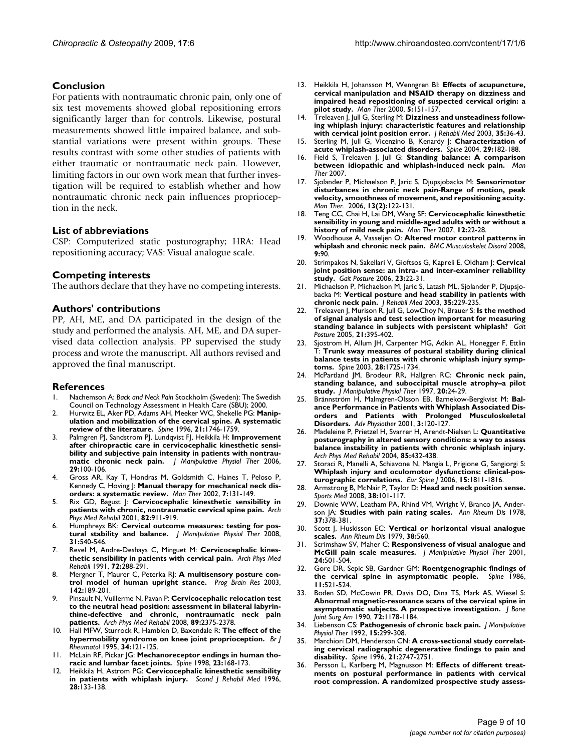## Conclusion

For patients with nontraumatic chronic pain, only one of six test movements showed global repositioning errors significantly larger than for controls. Likewise, postural measurements showed little impaired balance, and substantial variations were present within groups. These results contrast with some other studies of patients with either traumatic or nontraumatic neck pain. However, limiting factors in our own work mean that further investigation will be required to establish whether and how nontraumatic chronic neck pain influences proprioception in the neck.

## List of abbreviations

CSP: Computerized static posturography; HRA: Head repositioning accuracy; VAS: Visual analogue scale.

## Competing interests

The authors declare that they have no competing interests.

## Authors' contributions

PP, AH, ME, and DA participated in the design of the study and performed the analysis. AH, ME, and DA supervised data collection analysis. PP supervised the study process and wrote the manuscript. All authors revised and approved the final manuscript.

## References

1. Nachemson A: *Back and Neck Pain* Stockholm (Sweden): The Swedish Council on Technology Assessment in Health Care (SBU); 2000.
2. Hurwitz EL, Aker PD, Adams AH, Meeker WC, Shekelle PG: **Manipulation and mobilization of the cervical spine. A systematic review of the literature.** *Spine* 1996, **21:**1746-1759.
3. Palmgren PJ, Sandstrom PJ, Lundqvist FJ, Heikkila H: **Improvement after chiropractic care in cervicocephalic kinesthetic sensibility and subjective pain intensity in patients with nontraumatic chronic neck pain.** *J Manipulative Physiol Ther* 2006, **29:**100-106.
4. Gross AR, Kay T, Hondras M, Goldsmith C, Haines T, Peloso P, Kennedy C, Hoving J: **Manual therapy for mechanical neck disorders: a systematic review.** *Man Ther* 2002, **7:**131-149.
5. Rix GD, Bagust J: **Cervicocephalic kinesthetic sensibility in patients with chronic, nontraumatic cervical spine pain.** *Arch Phys Med Rehabil* 2001, **82:**911-919.
6. Humphreys BK: **Cervical outcome measures: testing for postural stability and balance.** *J Manipulative Physiol Ther* 2008, **31:**540-546.
7. Revel M, Andre-Deshays C, Minguet M: **Cervicocephalic kinesthetic sensibility in patients with cervical pain.** *Arch Phys Med Rehabil* 1991, **72:**288-291.
8. Mergner T, Maurer C, Peterka RJ: **A multisensory posture control model of human upright stance.** *Prog Brain Res* 2003, **142:**189-201.
9. Pinsault N, Vuillerme N, Pavan P: **Cervicocephalic relocation test to the neutral head position: assessment in bilateral labyrinthine-defective and chronic, nontraumatic neck pain patients.** *Arch Phys Med Rehabil* 2008, **89:**2375-2378.
10. Hall MFW, Sturrock R, Hamblen D, Baxendale R: **The effect of the hypermobility syndrome on knee joint proprioception.** *Br J Rheumatol* 1995, **34:**121-125.
11. McLain RF, Pickar JG: **Mechanoreceptor endings in human thoracic and lumbar facet joints.** *Spine* 1998, **23:**168-173.
12. Heikkila H, Astrom PG: **Cervicocephalic kinesthetic sensibility in patients with whiplash injury.** *Scand J Rehabil Med* 1996, **28:**133-138.
13. Heikkila H, Johansson M, Wenngren BI: **Effects of acupuncture, cervical manipulation and NSAID therapy on dizziness and impaired head repositioning of suspected cervical origin: a pilot study.** *Man Ther* 2000, **5:**151-157.
14. Treleaven J, Jull G, Sterling M: **Dizziness and unsteadiness following whiplash injury: characteristic features and relationship with cervical joint position error.** *J Rehabil Med* 2003, **35:**36-43.
15. Sterling M, Jull G, Vicenzino B, Kenardy J: **Characterization of acute whiplash-associated disorders.** *Spine* 2004, **29:**182-188.
16. Field S, Treleaven J, Jull G: **Standing balance: A comparison between idiopathic and whiplash-induced neck pain.** *Man Ther* 2007.
17. Sjolander P, Michaelson P, Jaric S, Djupsjobacka M: **Sensorimotor disturbances in chronic neck pain-Range of motion, peak velocity, smoothness of movement, and repositioning acuity.** *Man Ther.* 2006, **13(2):**122-131.
18. Teng CC, Chai H, Lai DM, Wang SF: **Cervicocephalic kinesthetic sensibility in young and middle-aged adults with or without a history of mild neck pain.** *Man Ther* 2007, **12:**22-28.
19. Woodhouse A, Vasseljen O: **Altered motor control patterns in whiplash and chronic neck pain.** *BMC Musculoskelet Disord* 2008, **9:**90.
20. Strimpakos N, Sakellari V, Gioftsos G, Kapreli E, Oldham J: **Cervical joint position sense: an intra- and inter-examiner reliability study.** *Gait Posture* 2006, **23:**22-31.
21. Michaelson P, Michaelson M, Jaric S, Latash ML, Sjolander P, Djupsjobacka M: **Vertical posture and head stability in patients with chronic neck pain.** *J Rehabil Med* 2003, **35:**229-235.
22. Treleaven J, Murison R, Jull G, LowChoy N, Brauer S: **Is the method of signal analysis and test selection important for measuring standing balance in subjects with persistent whiplash?** *Gait Posture* 2005, **21:**395-402.
23. Sjostrom H, Allum JH, Carpenter MG, Adkin AL, Honegger F, Ettlin T: **Trunk sway measures of postural stability during clinical balance tests in patients with chronic whiplash injury symptoms.** *Spine* 2003, **28:**1725-1734.
24. McPartland JM, Brodeur RR, Hallgren RC: **Chronic neck pain, standing balance, and suboccipital muscle atrophy--a pilot study.** *J Manipulative Physiol Ther* 1997, **20:**24-29.
25. Brännström H, Malmgren-Olsson EB, Barnekow-Bergkvist M: **Balance Performance in Patients with Whiplash Associated Disorders and Patients with Prolonged Musculoskeletal Disorders.** *Adv Physiother* 2001, **3:**120-127.
26. Madeleine P, Prietzel H, Svarrer H, Arendt-Nielsen L: **Quantitative posturography in altered sensory conditions: a way to assess balance instability in patients with chronic whiplash injury.** *Arch Phys Med Rehabil* 2004, **85:**432-438.
27. Storaci R, Manelli A, Schiavone N, Mangia L, Prigione G, Sangiorgi S: **Whiplash injury and oculomotor dysfunctions: clinical-posturographic correlations.** *Eur Spine J* 2006, **15:**1811-1816.
28. Armstrong B, McNair P, Taylor D: **Head and neck position sense.** *Sports Med* 2008, **38:**101-117.
29. Downie WW, Leatham PA, Rhind VM, Wright V, Branco JA, Anderson JA: **Studies with pain rating scales.** *Ann Rheum Dis* 1978, **37:**378-381.
30. Scott J, Huskisson EC: **Vertical or horizontal visual analogue scales.** *Ann Rheum Dis* 1979, **38:**560.
31. Scrimshaw SV, Maher C: **Responsiveness of visual analogue and McGill pain scale measures.** *J Manipulative Physiol Ther* 2001, **24:**501-504.
32. Gore DR, Sepic SB, Gardner GM: **Roentgenographic findings of the cervical spine in asymptomatic people.** *Spine* 1986, **11:**521-524.
33. Boden SD, McCowin PR, Davis DO, Dina TS, Mark AS, Wiesel S: **Abnormal magnetic-resonance scans of the cervical spine in asymptomatic subjects. A prospective investigation.** *J Bone Joint Surg Am* 1990, **72:**1178-1184.
34. Liebenson CS: **Pathogenesis of chronic back pain.** *J Manipulative Physiol Ther* 1992, **15:**299-308.
35. Marchiori DM, Henderson CN: **A cross-sectional study correlating cervical radiographic degenerative findings to pain and disability.** *Spine* 1996, **21:**2747-2751.
36. Persson L, Karlberg M, Magnusson M: **Effects of different treatments on postural performance in patients with cervical root compression. A randomized prospective study assess-**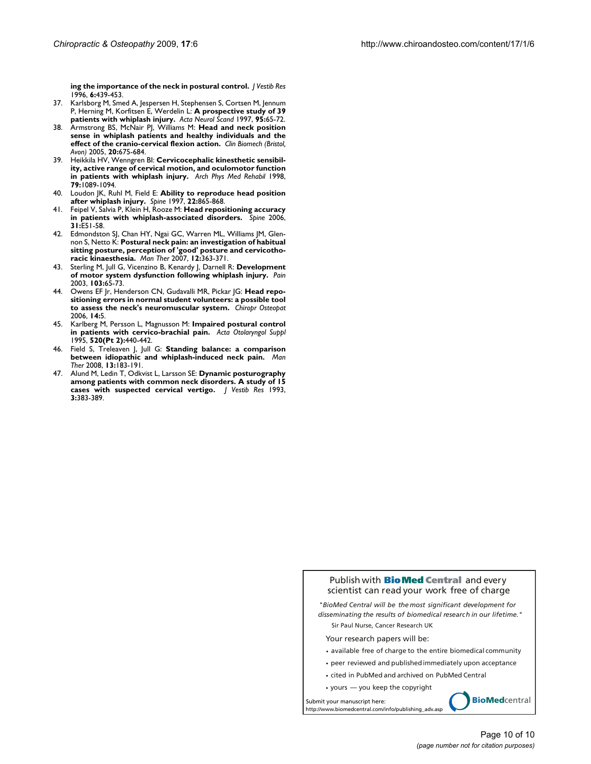**ing the importance of the neck in postural control.** *J Vestib Res* 1996, **6:**439-453.

37. Karlsborg M, Smed A, Jespersen H, Stephensen S, Cortsen M, Jennum P, Herning M, Korfitsen E, Werdelin L: **A prospective study of 39 patients with whiplash injury.** *Acta Neurol Scand* 1997, **95:**65-72.
38. Armstrong BS, McNair PJ, Williams M: **Head and neck position sense in whiplash patients and healthy individuals and the effect of the cranio-cervical flexion action.** *Clin Biomech (Bristol, Avon)* 2005, **20:**675-684.
39. Heikkila HV, Wenngren BI: **Cervicocephalic kinesthetic sensibility, active range of cervical motion, and oculomotor function in patients with whiplash injury.** *Arch Phys Med Rehabil* 1998, **79:**1089-1094.
40. Loudon JK, Ruhl M, Field E: **Ability to reproduce head position after whiplash injury.** *Spine* 1997, **22:**865-868.
41. Feipel V, Salvia P, Klein H, Rooze M: **Head repositioning accuracy in patients with whiplash-associated disorders.** *Spine* 2006, **31:**E51-58.
42. Edmondston SJ, Chan HY, Ngai GC, Warren ML, Williams JM, Glennon S, Netto K: **Postural neck pain: an investigation of habitual sitting posture, perception of 'good' posture and cervicothoracic kinaesthesia.** *Man Ther* 2007, **12:**363-371.
43. Sterling M, Jull G, Vicenzino B, Kenardy J, Darnell R: **Development of motor system dysfunction following whiplash injury.** *Pain* 2003, **103:**65-73.
44. Owens EF Jr, Henderson CN, Gudavalli MR, Pickar JG: **Head repositioning errors in normal student volunteers: a possible tool to assess the neck's neuromuscular system.** *Chiropr Osteopat* 2006, **14:**5.
45. Karlberg M, Persson L, Magnusson M: **Impaired postural control in patients with cervico-brachial pain.** *Acta Otolaryngol Suppl* 1995, **520(Pt 2):**440-442.
46. Field S, Treleaven J, Jull G: **Standing balance: a comparison between idiopathic and whiplash-induced neck pain.** *Man Ther* 2008, **13:**183-191.
47. Alund M, Ledin T, Odkvist L, Larsson SE: **Dynamic posturography among patients with common neck disorders. A study of 15 cases with suspected cervical vertigo.** *J Vestib Res* 1993, **3:**383-389.

Publish with **BioMed Central** and every scientist can read your work free of charge

*"BioMed Central will be the most significant development for disseminating the results of biomedical research in our lifetime."*

Sir Paul Nurse, Cancer Research UK

Your research papers will be:

- available free of charge to the entire biomedical community
- peer reviewed and published immediately upon acceptance
- cited in PubMed and archived on PubMed Central
- yours — you keep the copyright

Submit your manuscript here:
http://www.biomedcentral.com/info/publishing_adv.asp

**BioMed**central